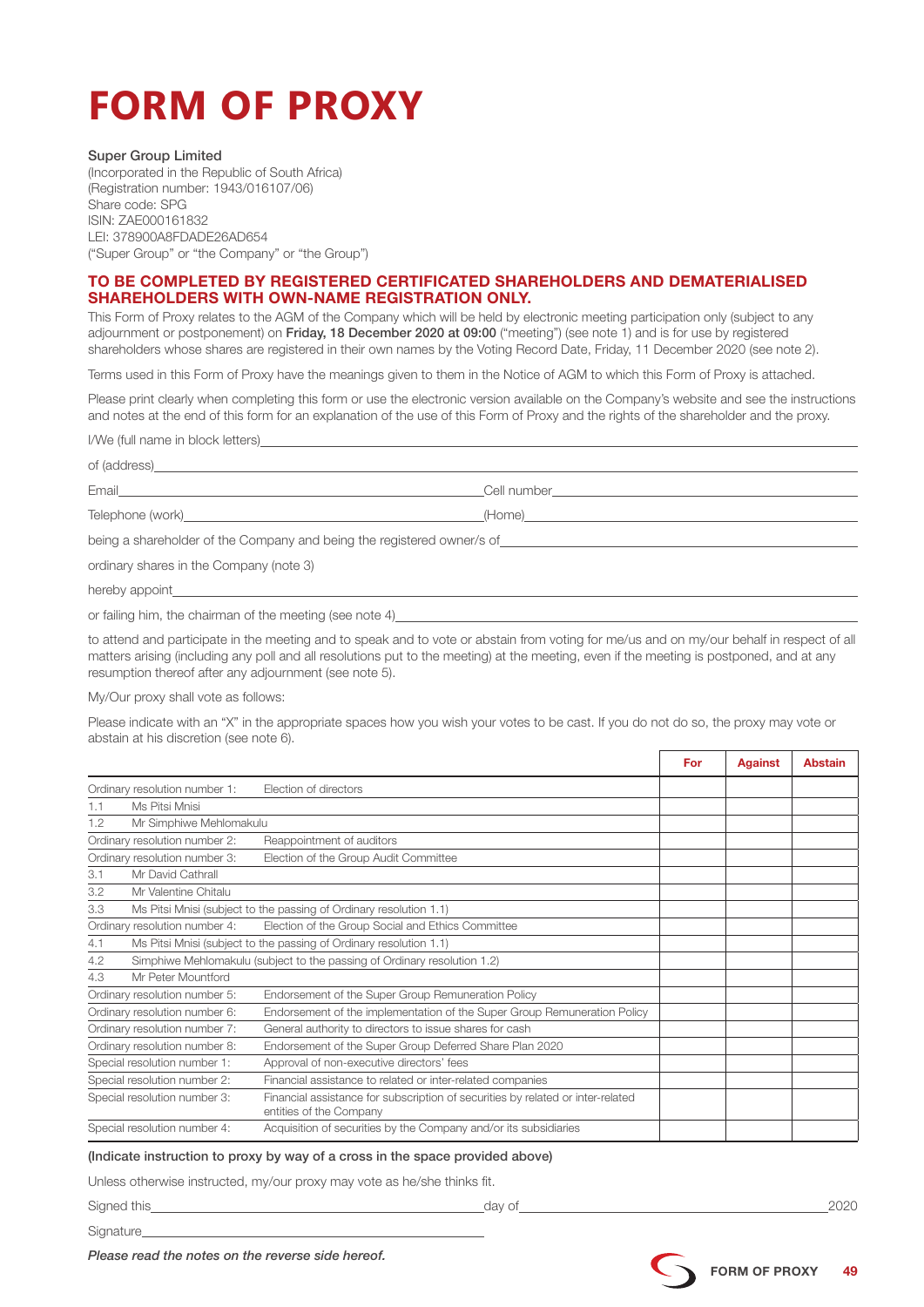# FORM OF PROXY

**Super Group Limited**
(Incorporated in the Republic of South Africa)
(Registration number: 1943/016107/06)
Share code: SPG
ISIN: ZAE000161832
LEI: 378900A8FDADE26AD654
("Super Group" or "the Company" or "the Group")

## TO BE COMPLETED BY REGISTERED CERTIFICATED SHAREHOLDERS AND DEMATERIALISED SHAREHOLDERS WITH OWN-NAME REGISTRATION ONLY.

This Form of Proxy relates to the AGM of the Company which will be held by electronic meeting participation only (subject to any adjournment or postponement) on **Friday, 18 December 2020 at 09:00** ("meeting") (see note 1) and is for use by registered shareholders whose shares are registered in their own names by the Voting Record Date, Friday, 11 December 2020 (see note 2).

Terms used in this Form of Proxy have the meanings given to them in the Notice of AGM to which this Form of Proxy is attached.

Please print clearly when completing this form or use the electronic version available on the Company's website and see the instructions and notes at the end of this form for an explanation of the use of this Form of Proxy and the rights of the shareholder and the proxy.

I/We (full name in block letters)\_\_\_\_\_\_\_\_\_\_\_\_\_\_\_\_\_\_\_\_\_\_\_\_\_\_\_\_\_\_\_\_

of (address)\_\_\_\_\_\_\_\_\_\_\_\_\_\_\_\_\_\_\_\_\_\_\_\_\_\_\_\_\_\_\_\_

Email\_\_\_\_\_\_\_\_\_\_\_\_\_\_\_\_\_\_\_\_ Cell number\_\_\_\_\_\_\_\_\_\_\_\_\_\_\_\_\_\_\_\_

Telephone (work)\_\_\_\_\_\_\_\_\_\_\_\_\_\_\_\_\_\_\_\_ (Home)\_\_\_\_\_\_\_\_\_\_\_\_\_\_\_\_\_\_\_\_

being a shareholder of the Company and being the registered owner/s of\_\_\_\_\_\_\_\_\_\_\_\_\_\_\_\_\_\_\_\_

ordinary shares in the Company (note 3)

hereby appoint\_\_\_\_\_\_\_\_\_\_\_\_\_\_\_\_\_\_\_\_\_\_\_\_\_\_\_\_\_\_\_\_

or failing him, the chairman of the meeting (see note 4)\_\_\_\_\_\_\_\_\_\_\_\_\_\_\_\_\_\_\_\_\_\_\_\_\_\_\_\_\_\_\_\_

to attend and participate in the meeting and to speak and to vote or abstain from voting for me/us and on my/our behalf in respect of all matters arising (including any poll and all resolutions put to the meeting) at the meeting, even if the meeting is postponed, and at any resumption thereof after any adjournment (see note 5).

My/Our proxy shall vote as follows:

Please indicate with an "X" in the appropriate spaces how you wish your votes to be cast. If you do not do so, the proxy may vote or abstain at his discretion (see note 6).

| | | For | Against | Abstain |
|---|---|---|---|---|
| Ordinary resolution number 1: | Election of directors | | | |
| 1.1 | Ms Pitsi Mnisi | | | |
| 1.2 | Mr Simphiwe Mehlomakulu | | | |
| Ordinary resolution number 2: | Reappointment of auditors | | | |
| Ordinary resolution number 3: | Election of the Group Audit Committee | | | |
| 3.1 | Mr David Cathrall | | | |
| 3.2 | Mr Valentine Chitalu | | | |
| 3.3 | Ms Pitsi Mnisi (subject to the passing of Ordinary resolution 1.1) | | | |
| Ordinary resolution number 4: | Election of the Group Social and Ethics Committee | | | |
| 4.1 | Ms Pitsi Mnisi (subject to the passing of Ordinary resolution 1.1) | | | |
| 4.2 | Simphiwe Mehlomakulu (subject to the passing of Ordinary resolution 1.2) | | | |
| 4.3 | Mr Peter Mountford | | | |
| Ordinary resolution number 5: | Endorsement of the Super Group Remuneration Policy | | | |
| Ordinary resolution number 6: | Endorsement of the implementation of the Super Group Remuneration Policy | | | |
| Ordinary resolution number 7: | General authority to directors to issue shares for cash | | | |
| Ordinary resolution number 8: | Endorsement of the Super Group Deferred Share Plan 2020 | | | |
| Special resolution number 1: | Approval of non-executive directors' fees | | | |
| Special resolution number 2: | Financial assistance to related or inter-related companies | | | |
| Special resolution number 3: | Financial assistance for subscription of securities by related or inter-related entities of the Company | | | |
| Special resolution number 4: | Acquisition of securities by the Company and/or its subsidiaries | | | |

**(Indicate instruction to proxy by way of a cross in the space provided above)**

Unless otherwise instructed, my/our proxy may vote as he/she thinks fit.

Signed this\_\_\_\_\_\_\_\_\_\_\_\_\_\_\_\_\_\_\_\_ day of\_\_\_\_\_\_\_\_\_\_\_\_\_\_\_\_\_\_\_\_ 2020

Signature\_\_\_\_\_\_\_\_\_\_\_\_\_\_\_\_\_\_\_\_

***Please read the notes on the reverse side hereof.***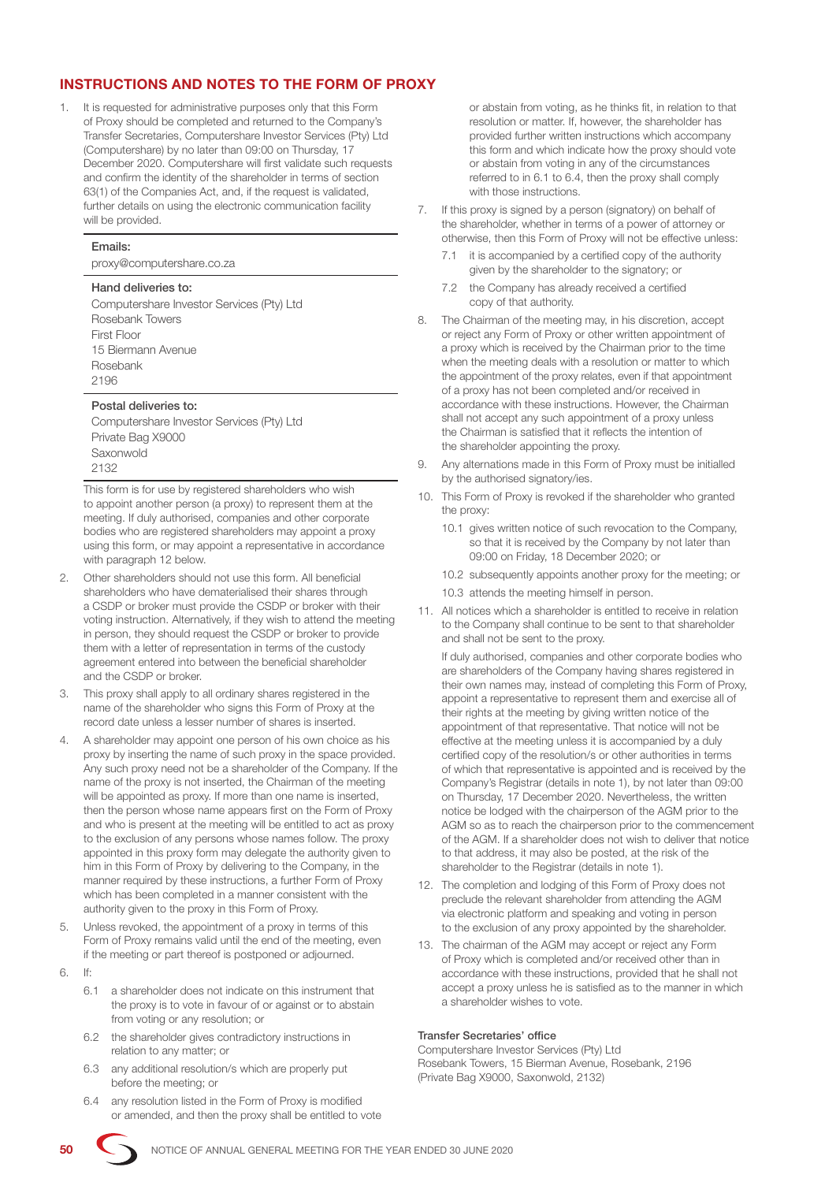## INSTRUCTIONS AND NOTES TO THE FORM OF PROXY

1. It is requested for administrative purposes only that this Form of Proxy should be completed and returned to the Company's Transfer Secretaries, Computershare Investor Services (Pty) Ltd (Computershare) by no later than 09:00 on Thursday, 17 December 2020. Computershare will first validate such requests and confirm the identity of the shareholder in terms of section 63(1) of the Companies Act, and, if the request is validated, further details on using the electronic communication facility will be provided.

   **Emails:**
   proxy@computershare.co.za

   **Hand deliveries to:**
   Computershare Investor Services (Pty) Ltd
   Rosebank Towers
   First Floor
   15 Biermann Avenue
   Rosebank
   2196

   **Postal deliveries to:**
   Computershare Investor Services (Pty) Ltd
   Private Bag X9000
   Saxonwold
   2132

   This form is for use by registered shareholders who wish to appoint another person (a proxy) to represent them at the meeting. If duly authorised, companies and other corporate bodies who are registered shareholders may appoint a proxy using this form, or may appoint a representative in accordance with paragraph 12 below.

2. Other shareholders should not use this form. All beneficial shareholders who have dematerialised their shares through a CSDP or broker must provide the CSDP or broker with their voting instruction. Alternatively, if they wish to attend the meeting in person, they should request the CSDP or broker to provide them with a letter of representation in terms of the custody agreement entered into between the beneficial shareholder and the CSDP or broker.

3. This proxy shall apply to all ordinary shares registered in the name of the shareholder who signs this Form of Proxy at the record date unless a lesser number of shares is inserted.

4. A shareholder may appoint one person of his own choice as his proxy by inserting the name of such proxy in the space provided. Any such proxy need not be a shareholder of the Company. If the name of the proxy is not inserted, the Chairman of the meeting will be appointed as proxy. If more than one name is inserted, then the person whose name appears first on the Form of Proxy and who is present at the meeting will be entitled to act as proxy to the exclusion of any persons whose names follow. The proxy appointed in this proxy form may delegate the authority given to him in this Form of Proxy by delivering to the Company, in the manner required by these instructions, a further Form of Proxy which has been completed in a manner consistent with the authority given to the proxy in this Form of Proxy.

5. Unless revoked, the appointment of a proxy in terms of this Form of Proxy remains valid until the end of the meeting, even if the meeting or part thereof is postponed or adjourned.

6. If:
   - 6.1 a shareholder does not indicate on this instrument that the proxy is to vote in favour of or against or to abstain from voting or any resolution; or
   - 6.2 the shareholder gives contradictory instructions in relation to any matter; or
   - 6.3 any additional resolution/s which are properly put before the meeting; or
   - 6.4 any resolution listed in the Form of Proxy is modified or amended, and then the proxy shall be entitled to vote or abstain from voting, as he thinks fit, in relation to that resolution or matter. If, however, the shareholder has provided further written instructions which accompany this form and which indicate how the proxy should vote or abstain from voting in any of the circumstances referred to in 6.1 to 6.4, then the proxy shall comply with those instructions.

7. If this proxy is signed by a person (signatory) on behalf of the shareholder, whether in terms of a power of attorney or otherwise, then this Form of Proxy will not be effective unless:
   - 7.1 it is accompanied by a certified copy of the authority given by the shareholder to the signatory; or
   - 7.2 the Company has already received a certified copy of that authority.

8. The Chairman of the meeting may, in his discretion, accept or reject any Form of Proxy or other written appointment of a proxy which is received by the Chairman prior to the time when the meeting deals with a resolution or matter to which the appointment of the proxy relates, even if that appointment of a proxy has not been completed and/or received in accordance with these instructions. However, the Chairman shall not accept any such appointment of a proxy unless the Chairman is satisfied that it reflects the intention of the shareholder appointing the proxy.

9. Any alternations made in this Form of Proxy must be initialled by the authorised signatory/ies.

10. This Form of Proxy is revoked if the shareholder who granted the proxy:
    - 10.1 gives written notice of such revocation to the Company, so that it is received by the Company by not later than 09:00 on Friday, 18 December 2020; or
    - 10.2 subsequently appoints another proxy for the meeting; or
    - 10.3 attends the meeting himself in person.

11. All notices which a shareholder is entitled to receive in relation to the Company shall continue to be sent to that shareholder and shall not be sent to the proxy.

    If duly authorised, companies and other corporate bodies who are shareholders of the Company having shares registered in their own names may, instead of completing this Form of Proxy, appoint a representative to represent them and exercise all of their rights at the meeting by giving written notice of the appointment of that representative. That notice will not be effective at the meeting unless it is accompanied by a duly certified copy of the resolution/s or other authorities in terms of which that representative is appointed and is received by the Company's Registrar (details in note 1), by not later than 09:00 on Thursday, 17 December 2020. Nevertheless, the written notice be lodged with the chairperson of the AGM prior to the AGM so as to reach the chairperson prior to the commencement of the AGM. If a shareholder does not wish to deliver that notice to that address, it may also be posted, at the risk of the shareholder to the Registrar (details in note 1).

12. The completion and lodging of this Form of Proxy does not preclude the relevant shareholder from attending the AGM via electronic platform and speaking and voting in person to the exclusion of any proxy appointed by the shareholder.

13. The chairman of the AGM may accept or reject any Form of Proxy which is completed and/or received other than in accordance with these instructions, provided that he shall not accept a proxy unless he is satisfied as to the manner in which a shareholder wishes to vote.

**Transfer Secretaries' office**
Computershare Investor Services (Pty) Ltd
Rosebank Towers, 15 Bierman Avenue, Rosebank, 2196
(Private Bag X9000, Saxonwold, 2132)